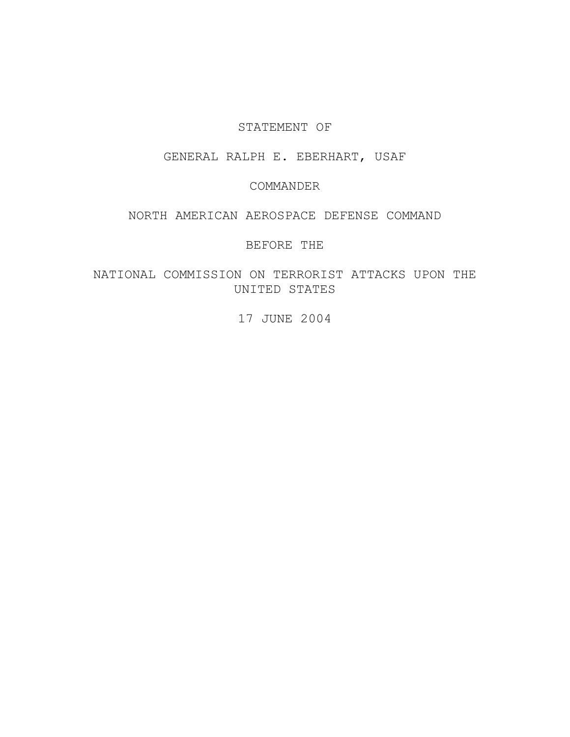STATEMENT OF

GENERAL RALPH E. EBERHART, USAF

COMMANDER

NORTH AMERICAN AEROSPACE DEFENSE COMMAND

BEFORE THE

NATIONAL COMMISSION ON TERRORIST ATTACKS UPON THE UNITED STATES

17 JUNE 2004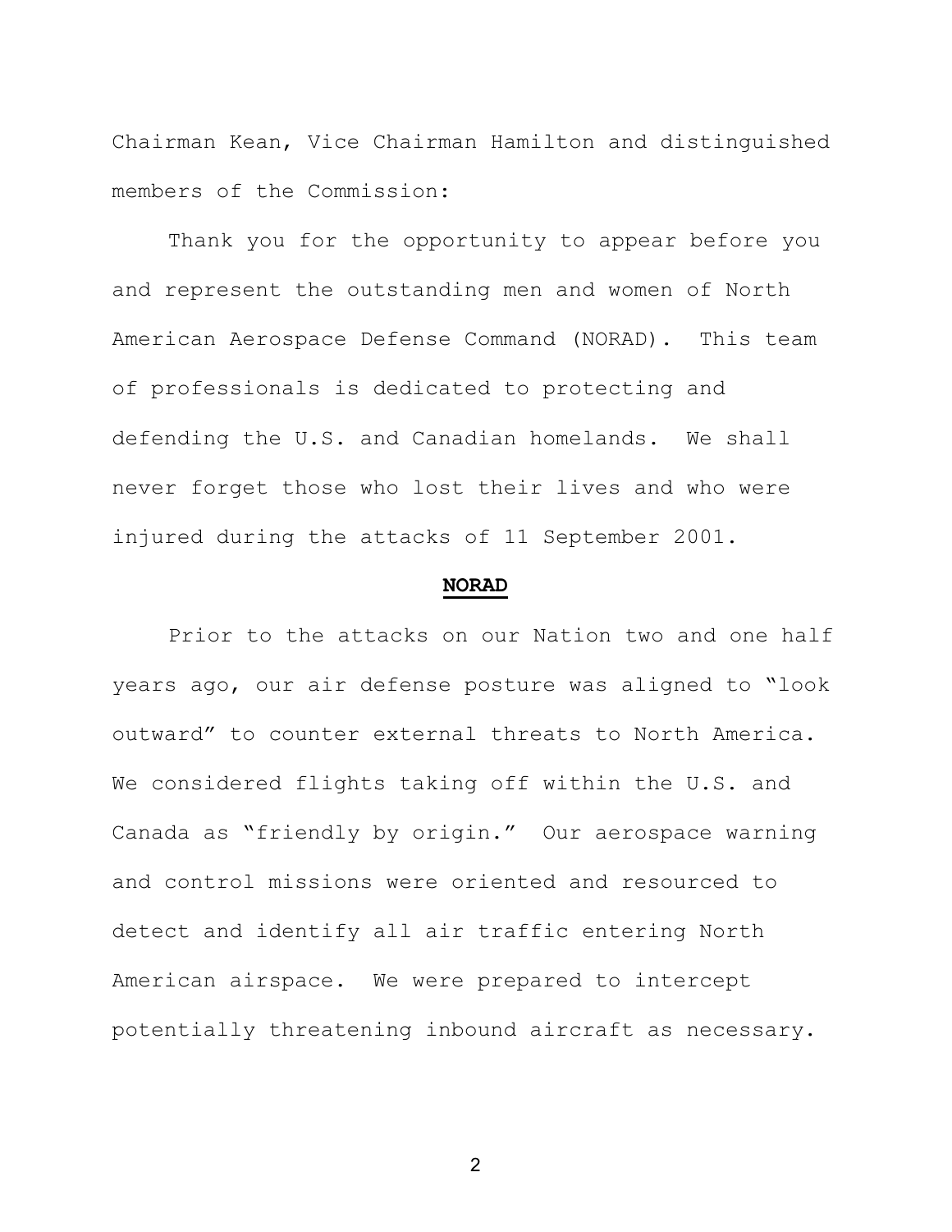Chairman Kean, Vice Chairman Hamilton and distinguished members of the Commission:

Thank you for the opportunity to appear before you and represent the outstanding men and women of North American Aerospace Defense Command (NORAD). This team of professionals is dedicated to protecting and defending the U.S. and Canadian homelands. We shall never forget those who lost their lives and who were injured during the attacks of 11 September 2001.

## NORAD

Prior to the attacks on our Nation two and one half years ago, our air defense posture was aligned to "look outward" to counter external threats to North America. We considered flights taking off within the U.S. and Canada as "friendly by origin." Our aerospace warning and control missions were oriented and resourced to detect and identify all air traffic entering North American airspace. We were prepared to intercept potentially threatening inbound aircraft as necessary.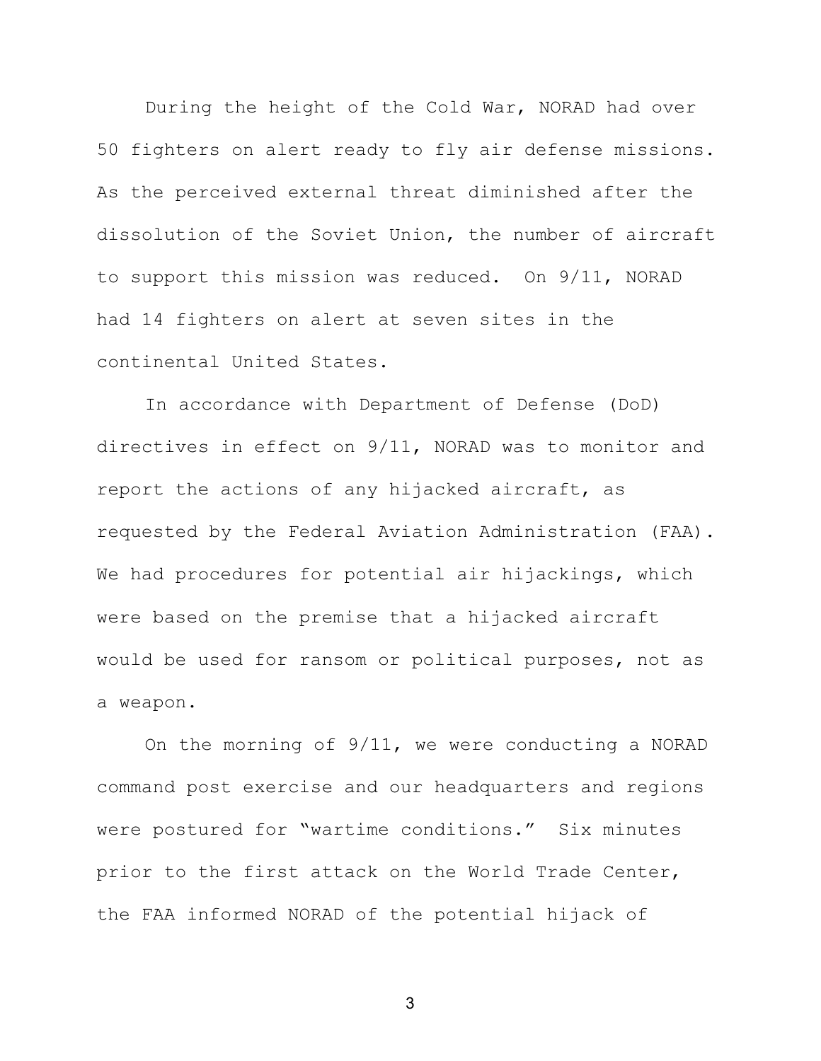During the height of the Cold War, NORAD had over 50 fighters on alert ready to fly air defense missions. As the perceived external threat diminished after the dissolution of the Soviet Union, the number of aircraft to support this mission was reduced. On 9/11, NORAD had 14 fighters on alert at seven sites in the continental United States.

In accordance with Department of Defense (DoD) directives in effect on 9/11, NORAD was to monitor and report the actions of any hijacked aircraft, as requested by the Federal Aviation Administration (FAA). We had procedures for potential air hijackings, which were based on the premise that a hijacked aircraft would be used for ransom or political purposes, not as a weapon.

On the morning of 9/11, we were conducting a NORAD command post exercise and our headquarters and regions were postured for "wartime conditions." Six minutes prior to the first attack on the World Trade Center, the FAA informed NORAD of the potential hijack of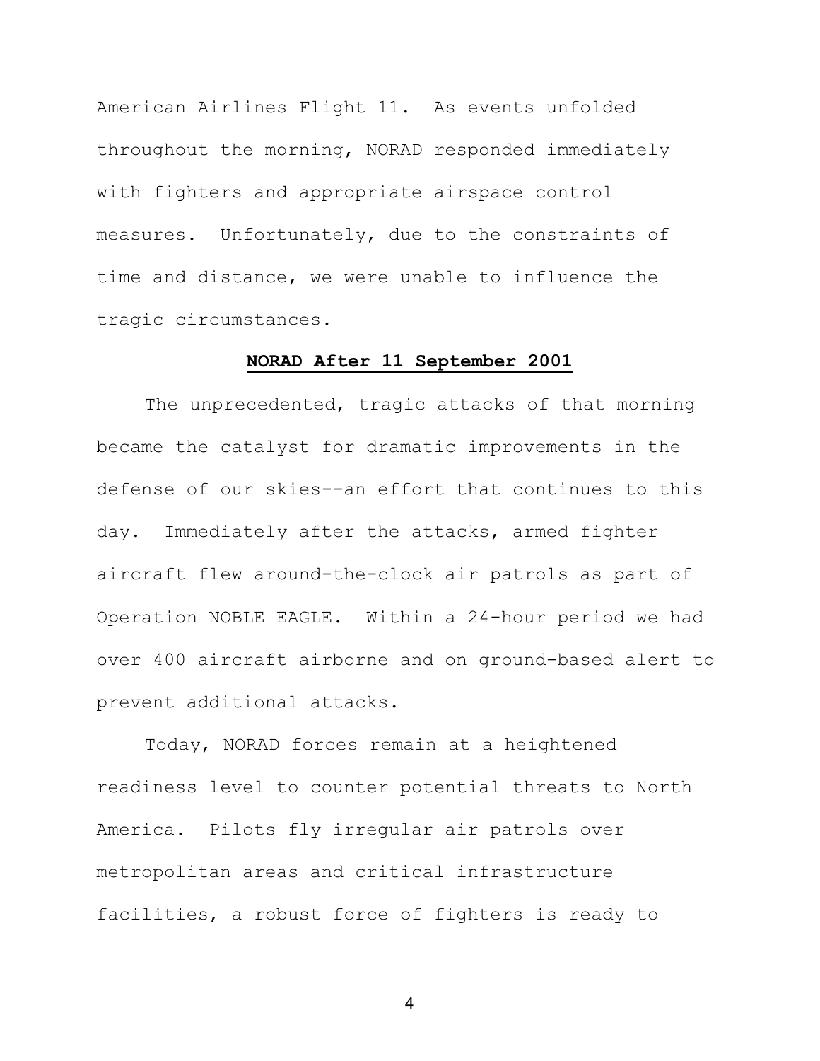American Airlines Flight 11. As events unfolded throughout the morning, NORAD responded immediately with fighters and appropriate airspace control measures. Unfortunately, due to the constraints of time and distance, we were unable to influence the tragic circumstances.

## **NORAD After 11 September 2001**

The unprecedented, tragic attacks of that morning became the catalyst for dramatic improvements in the defense of our skies--an effort that continues to this day. Immediately after the attacks, armed fighter aircraft flew around-the-clock air patrols as part of Operation NOBLE EAGLE. Within a 24-hour period we had over 400 aircraft airborne and on ground-based alert to prevent additional attacks.

Today, NORAD forces remain at a heightened readiness level to counter potential threats to North America. Pilots fly irregular air patrols over metropolitan areas and critical infrastructure facilities, a robust force of fighters is ready to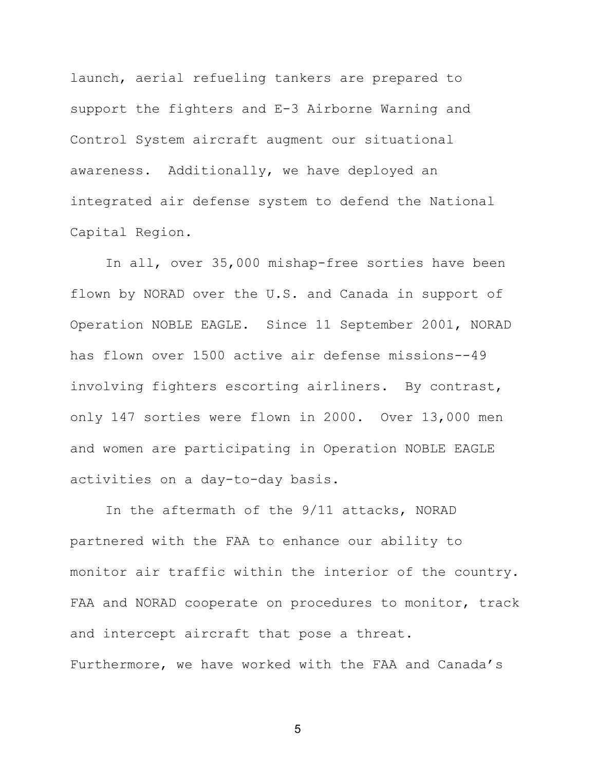launch, aerial refueling tankers are prepared to support the fighters and E-3 Airborne Warning and Control System aircraft augment our situational awareness. Additionally, we have deployed an integrated air defense system to defend the National Capital Region.

In all, over 35,000 mishap-free sorties have been flown by NORAD over the U.S. and Canada in support of Operation NOBLE EAGLE. Since 11 September 2001, NORAD has flown over 1500 active air defense missions--49 involving fighters escorting airliners. By contrast, only 147 sorties were flown in 2000. Over 13,000 men and women are participating in Operation NOBLE EAGLE activities on a day-to-day basis.

In the aftermath of the 9/11 attacks, NORAD partnered with the FAA to enhance our ability to monitor air traffic within the interior of the country. FAA and NORAD cooperate on procedures to monitor, track and intercept aircraft that pose a threat. Furthermore, we have worked with the FAA and Canada's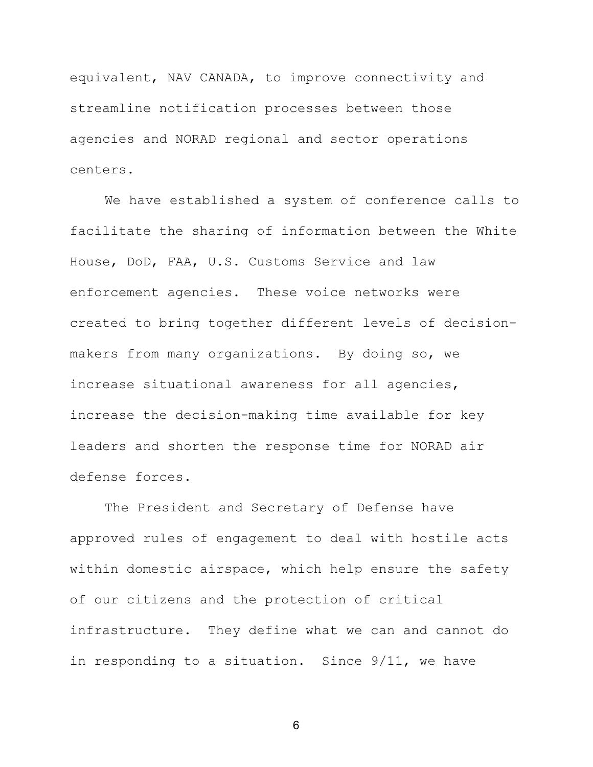equivalent, NAV CANADA, to improve connectivity and streamline notification processes between those agencies and NORAD regional and sector operations centers.

We have established a system of conference calls to facilitate the sharing of information between the White House, DoD, FAA, U.S. Customs Service and law enforcement agencies. These voice networks were created to bring together different levels of decision-makers from many organizations. By doing so, we increase situational awareness for all agencies, increase the decision-making time available for key leaders and shorten the response time for NORAD air defense forces.

The President and Secretary of Defense have approved rules of engagement to deal with hostile acts within domestic airspace, which help ensure the safety of our citizens and the protection of critical infrastructure. They define what we can and cannot do in responding to a situation. Since 9/11, we have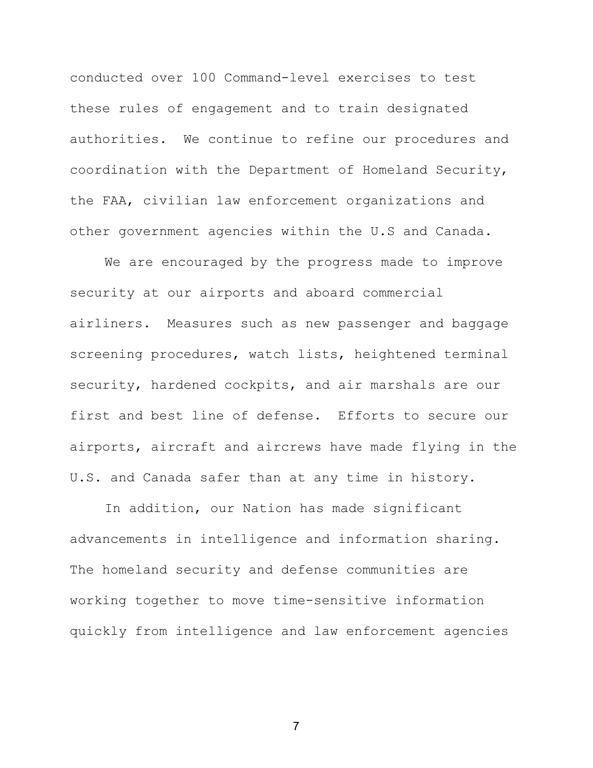conducted over 100 Command-level exercises to test these rules of engagement and to train designated authorities. We continue to refine our procedures and coordination with the Department of Homeland Security, the FAA, civilian law enforcement organizations and other government agencies within the U.S and Canada.

We are encouraged by the progress made to improve security at our airports and aboard commercial airliners. Measures such as new passenger and baggage screening procedures, watch lists, heightened terminal security, hardened cockpits, and air marshals are our first and best line of defense. Efforts to secure our airports, aircraft and aircrews have made flying in the U.S. and Canada safer than at any time in history.

In addition, our Nation has made significant advancements in intelligence and information sharing. The homeland security and defense communities are working together to move time-sensitive information quickly from intelligence and law enforcement agencies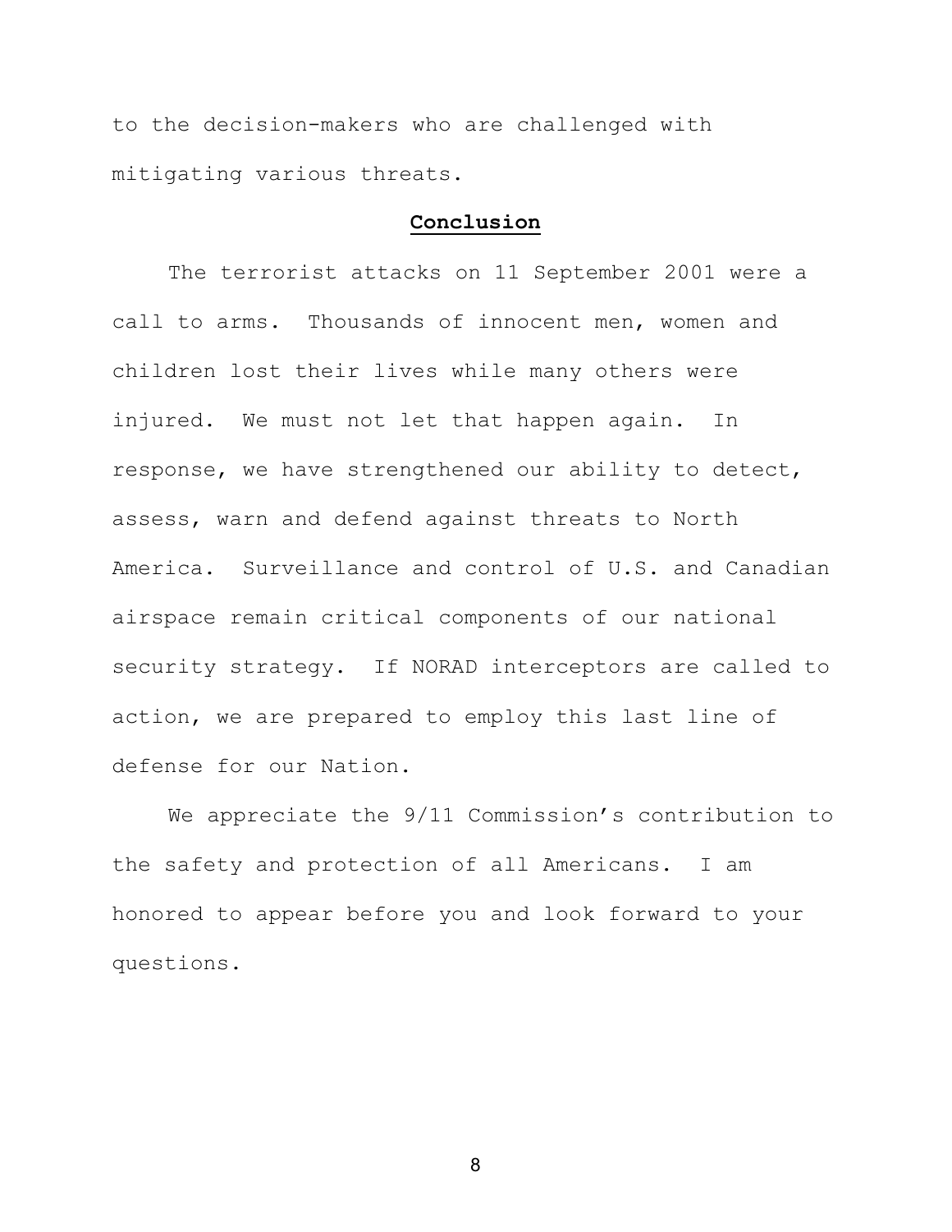to the decision-makers who are challenged with mitigating various threats.

## Conclusion

The terrorist attacks on 11 September 2001 were a call to arms. Thousands of innocent men, women and children lost their lives while many others were injured. We must not let that happen again. In response, we have strengthened our ability to detect, assess, warn and defend against threats to North America. Surveillance and control of U.S. and Canadian airspace remain critical components of our national security strategy. If NORAD interceptors are called to action, we are prepared to employ this last line of defense for our Nation.

We appreciate the 9/11 Commission's contribution to the safety and protection of all Americans. I am honored to appear before you and look forward to your questions.